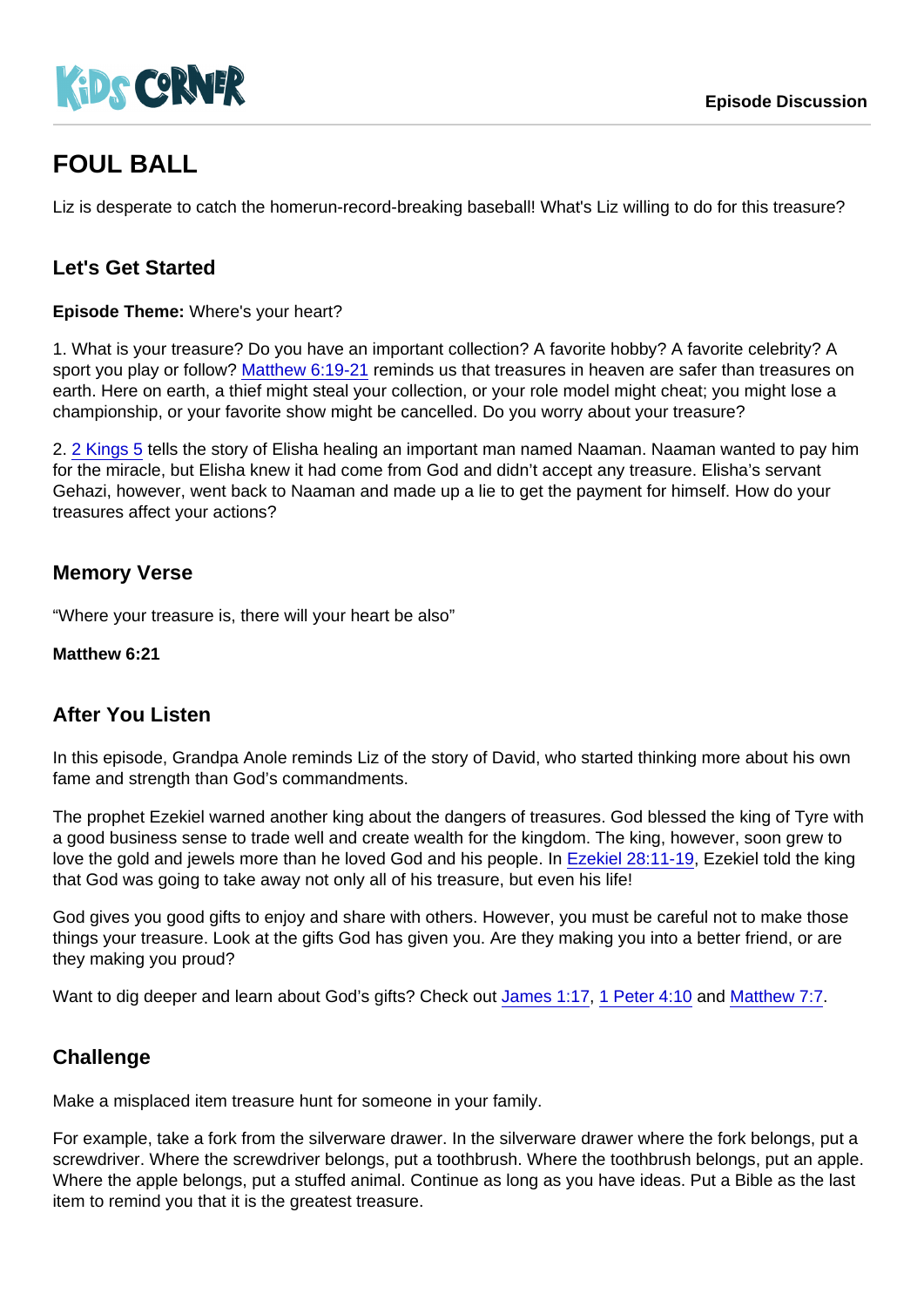KiDS CORNER

Episode Discussion

# FOUL BALL

Liz is desperate to catch the homerun-record-breaking baseball! What's Liz willing to do for this treasure?

## Let's Get Started

**Episode Theme:** Where's your heart?

1. What is your treasure? Do you have an important collection? A favorite hobby? A favorite celebrity? A sport you play or follow? [Matthew 6:19-21](#) reminds us that treasures in heaven are safer than treasures on earth. Here on earth, a thief might steal your collection, or your role model might cheat; you might lose a championship, or your favorite show might be cancelled. Do you worry about your treasure?

2. [2 Kings 5](#) tells the story of Elisha healing an important man named Naaman. Naaman wanted to pay him for the miracle, but Elisha knew it had come from God and didn't accept any treasure. Elisha's servant Gehazi, however, went back to Naaman and made up a lie to get the payment for himself. How do your treasures affect your actions?

## Memory Verse

"Where your treasure is, there will your heart be also"

**Matthew 6:21**

## After You Listen

In this episode, Grandpa Anole reminds Liz of the story of David, who started thinking more about his own fame and strength than God's commandments.

The prophet Ezekiel warned another king about the dangers of treasures. God blessed the king of Tyre with a good business sense to trade well and create wealth for the kingdom. The king, however, soon grew to love the gold and jewels more than he loved God and his people. In [Ezekiel 28:11-19](#), Ezekiel told the king that God was going to take away not only all of his treasure, but even his life!

God gives you good gifts to enjoy and share with others. However, you must be careful not to make those things your treasure. Look at the gifts God has given you. Are they making you into a better friend, or are they making you proud?

Want to dig deeper and learn about God's gifts? Check out [James 1:17](#), [1 Peter 4:10](#) and [Matthew 7:7](#).

## Challenge

Make a misplaced item treasure hunt for someone in your family.

For example, take a fork from the silverware drawer. In the silverware drawer where the fork belongs, put a screwdriver. Where the screwdriver belongs, put a toothbrush. Where the toothbrush belongs, put an apple. Where the apple belongs, put a stuffed animal. Continue as long as you have ideas. Put a Bible as the last item to remind you that it is the greatest treasure.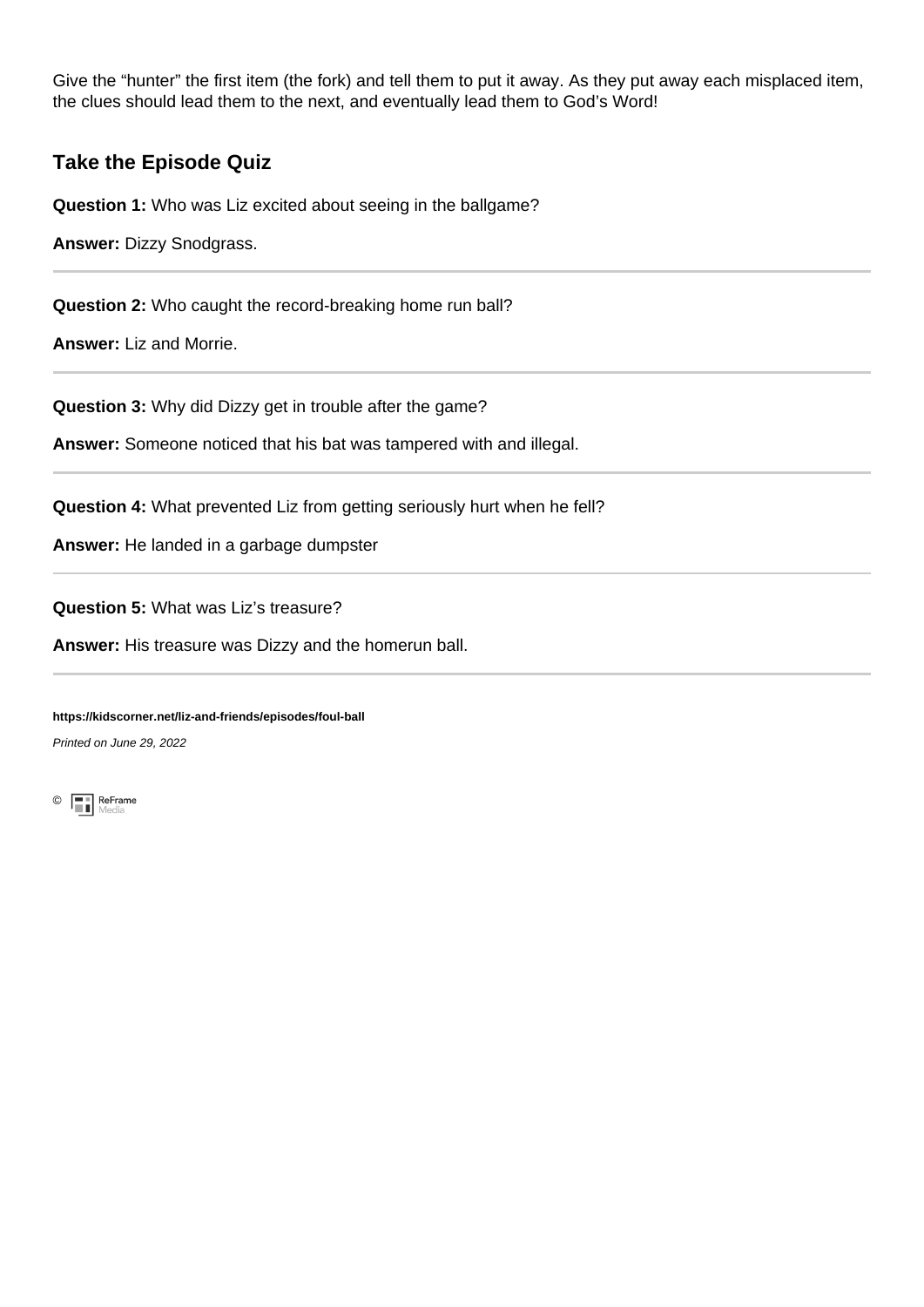Give the “hunter” the first item (the fork) and tell them to put it away. As they put away each misplaced item, the clues should lead them to the next, and eventually lead them to God’s Word!

## Take the Episode Quiz

**Question 1:** Who was Liz excited about seeing in the ballgame?

**Answer:** Dizzy Snodgrass.

---

**Question 2:** Who caught the record-breaking home run ball?

**Answer:** Liz and Morrie.

---

**Question 3:** Why did Dizzy get in trouble after the game?

**Answer:** Someone noticed that his bat was tampered with and illegal.

---

**Question 4:** What prevented Liz from getting seriously hurt when he fell?

**Answer:** He landed in a garbage dumpster

---

**Question 5:** What was Liz’s treasure?

**Answer:** His treasure was Dizzy and the homerun ball.

---

**https://kidscorner.net/liz-and-friends/episodes/foul-ball**

*Printed on June 29, 2022*

© ReFrame Media